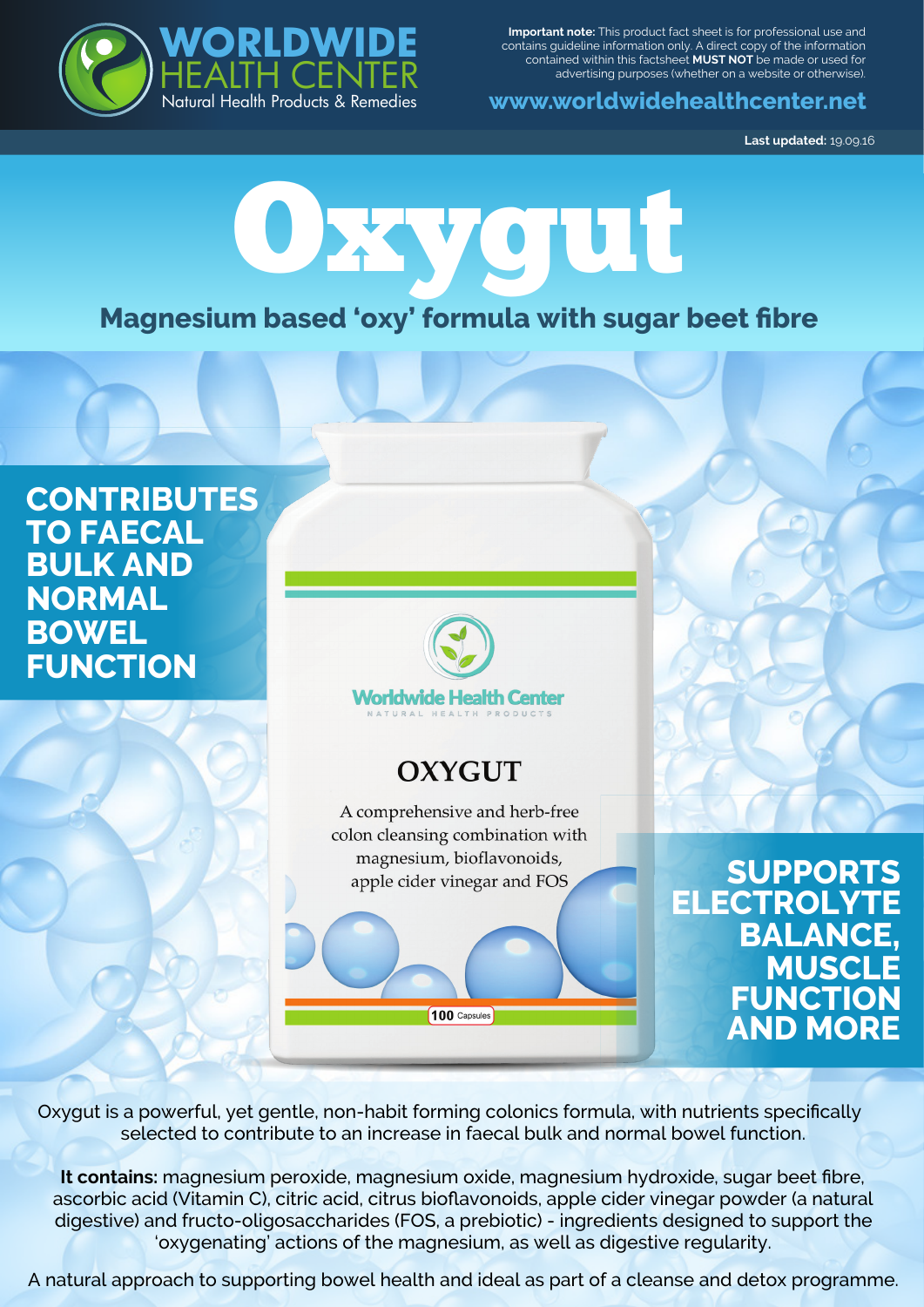**WORLDWIDE HEALTH CENTER**
Natural Health Products & Remedies

**Important note:** This product fact sheet is for professional use and contains guideline information only. A direct copy of the information contained within this factsheet **MUST NOT** be made or used for advertising purposes (whether on a website or otherwise).

www.worldwidehealthcenter.net

**Last updated:** 19.09.16

# Oxygut

## Magnesium based 'oxy' formula with sugar beet fibre

**CONTRIBUTES TO FAECAL BULK AND NORMAL BOWEL FUNCTION**

Worldwide Health Center
NATURAL HEALTH PRODUCTS

OXYGUT

A comprehensive and herb-free colon cleansing combination with magnesium, bioflavonoids, apple cider vinegar and FOS

100 Capsules

**SUPPORTS ELECTROLYTE BALANCE, MUSCLE FUNCTION AND MORE**

Oxygut is a powerful, yet gentle, non-habit forming colonics formula, with nutrients specifically selected to contribute to an increase in faecal bulk and normal bowel function.

**It contains:** magnesium peroxide, magnesium oxide, magnesium hydroxide, sugar beet fibre, ascorbic acid (Vitamin C), citric acid, citrus bioflavonoids, apple cider vinegar powder (a natural digestive) and fructo-oligosaccharides (FOS, a prebiotic) - ingredients designed to support the 'oxygenating' actions of the magnesium, as well as digestive regularity.

A natural approach to supporting bowel health and ideal as part of a cleanse and detox programme.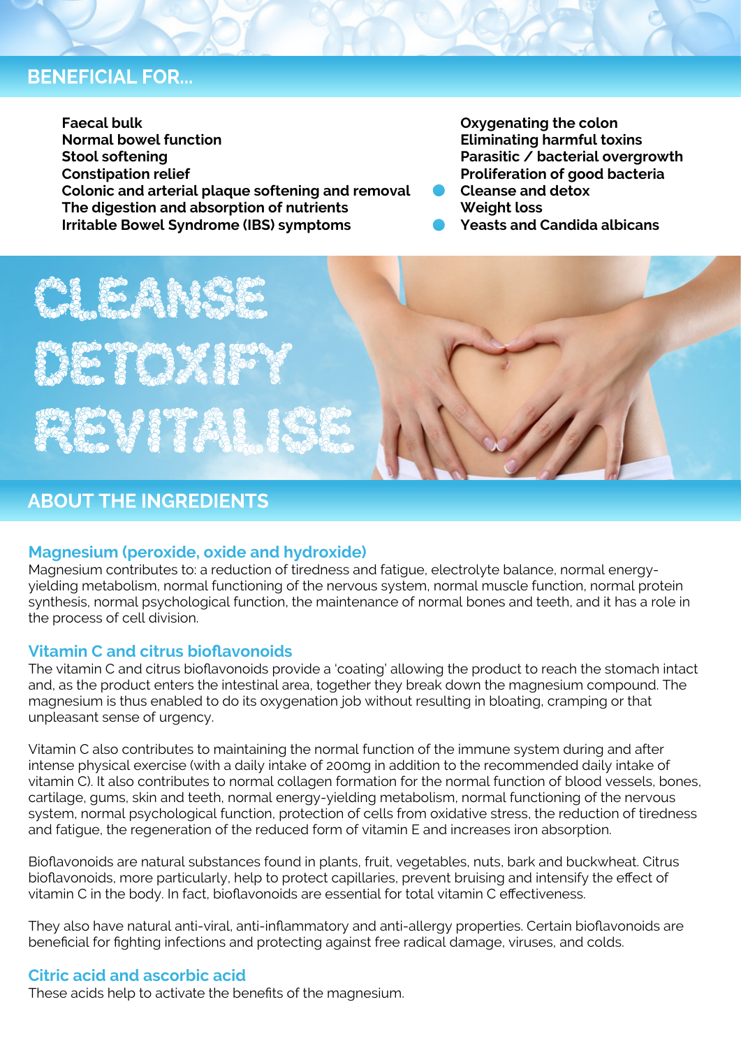## BENEFICIAL FOR...

- Faecal bulk
- Normal bowel function
- Stool softening
- Constipation relief
- Colonic and arterial plaque softening and removal
- The digestion and absorption of nutrients
- Irritable Bowel Syndrome (IBS) symptoms
- Oxygenating the colon
- Eliminating harmful toxins
- Parasitic / bacterial overgrowth
- Proliferation of good bacteria
- Cleanse and detox
- Weight loss
- Yeasts and Candida albicans

CLEANSE
DETOXIFY
REVITALISE

## ABOUT THE INGREDIENTS

### Magnesium (peroxide, oxide and hydroxide)

Magnesium contributes to: a reduction of tiredness and fatigue, electrolyte balance, normal energy-yielding metabolism, normal functioning of the nervous system, normal muscle function, normal protein synthesis, normal psychological function, the maintenance of normal bones and teeth, and it has a role in the process of cell division.

### Vitamin C and citrus bioflavonoids

The vitamin C and citrus bioflavonoids provide a 'coating' allowing the product to reach the stomach intact and, as the product enters the intestinal area, together they break down the magnesium compound. The magnesium is thus enabled to do its oxygenation job without resulting in bloating, cramping or that unpleasant sense of urgency.

Vitamin C also contributes to maintaining the normal function of the immune system during and after intense physical exercise (with a daily intake of 200mg in addition to the recommended daily intake of vitamin C). It also contributes to normal collagen formation for the normal function of blood vessels, bones, cartilage, gums, skin and teeth, normal energy-yielding metabolism, normal functioning of the nervous system, normal psychological function, protection of cells from oxidative stress, the reduction of tiredness and fatigue, the regeneration of the reduced form of vitamin E and increases iron absorption.

Bioflavonoids are natural substances found in plants, fruit, vegetables, nuts, bark and buckwheat. Citrus bioflavonoids, more particularly, help to protect capillaries, prevent bruising and intensify the effect of vitamin C in the body. In fact, bioflavonoids are essential for total vitamin C effectiveness.

They also have natural anti-viral, anti-inflammatory and anti-allergy properties. Certain bioflavonoids are beneficial for fighting infections and protecting against free radical damage, viruses, and colds.

### Citric acid and ascorbic acid

These acids help to activate the benefits of the magnesium.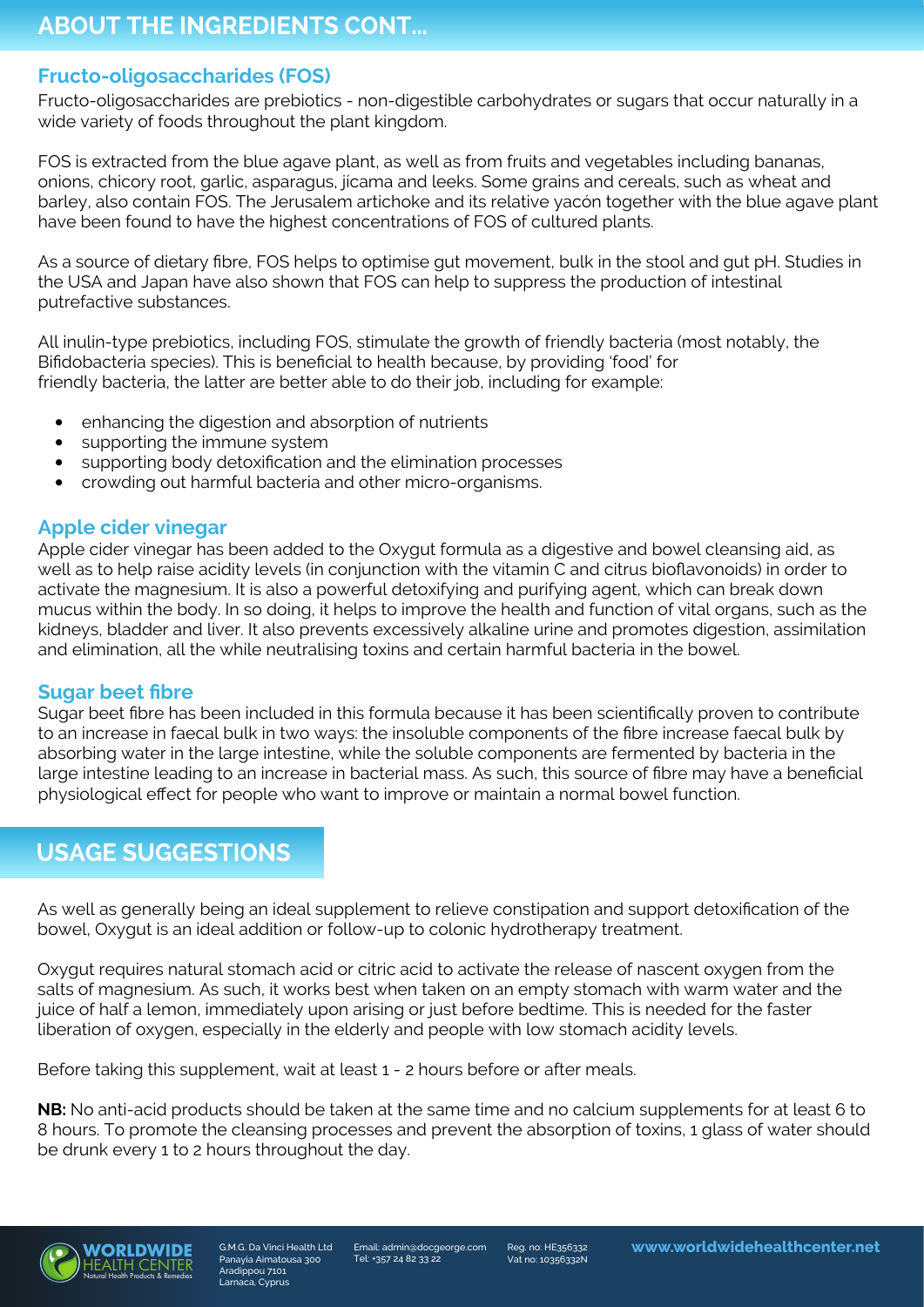## ABOUT THE INGREDIENTS CONT...

### Fructo-oligosaccharides (FOS)

Fructo-oligosaccharides are prebiotics - non-digestible carbohydrates or sugars that occur naturally in a wide variety of foods throughout the plant kingdom.

FOS is extracted from the blue agave plant, as well as from fruits and vegetables including bananas, onions, chicory root, garlic, asparagus, jícama and leeks. Some grains and cereals, such as wheat and barley, also contain FOS. The Jerusalem artichoke and its relative yacón together with the blue agave plant have been found to have the highest concentrations of FOS of cultured plants.

As a source of dietary fibre, FOS helps to optimise gut movement, bulk in the stool and gut pH. Studies in the USA and Japan have also shown that FOS can help to suppress the production of intestinal putrefactive substances.

All inulin-type prebiotics, including FOS, stimulate the growth of friendly bacteria (most notably, the Bifidobacteria species). This is beneficial to health because, by providing 'food' for friendly bacteria, the latter are better able to do their job, including for example:

- enhancing the digestion and absorption of nutrients
- supporting the immune system
- supporting body detoxification and the elimination processes
- crowding out harmful bacteria and other micro-organisms.

### Apple cider vinegar

Apple cider vinegar has been added to the Oxygut formula as a digestive and bowel cleansing aid, as well as to help raise acidity levels (in conjunction with the vitamin C and citrus bioflavonoids) in order to activate the magnesium. It is also a powerful detoxifying and purifying agent, which can break down mucus within the body. In so doing, it helps to improve the health and function of vital organs, such as the kidneys, bladder and liver. It also prevents excessively alkaline urine and promotes digestion, assimilation and elimination, all the while neutralising toxins and certain harmful bacteria in the bowel.

### Sugar beet fibre

Sugar beet fibre has been included in this formula because it has been scientifically proven to contribute to an increase in faecal bulk in two ways: the insoluble components of the fibre increase faecal bulk by absorbing water in the large intestine, while the soluble components are fermented by bacteria in the large intestine leading to an increase in bacterial mass. As such, this source of fibre may have a beneficial physiological effect for people who want to improve or maintain a normal bowel function.

## USAGE SUGGESTIONS

As well as generally being an ideal supplement to relieve constipation and support detoxification of the bowel, Oxygut is an ideal addition or follow-up to colonic hydrotherapy treatment.

Oxygut requires natural stomach acid or citric acid to activate the release of nascent oxygen from the salts of magnesium. As such, it works best when taken on an empty stomach with warm water and the juice of half a lemon, immediately upon arising or just before bedtime. This is needed for the faster liberation of oxygen, especially in the elderly and people with low stomach acidity levels.

Before taking this supplement, wait at least 1 - 2 hours before or after meals.

**NB:** No anti-acid products should be taken at the same time and no calcium supplements for at least 6 to 8 hours. To promote the cleansing processes and prevent the absorption of toxins, 1 glass of water should be drunk every 1 to 2 hours throughout the day.